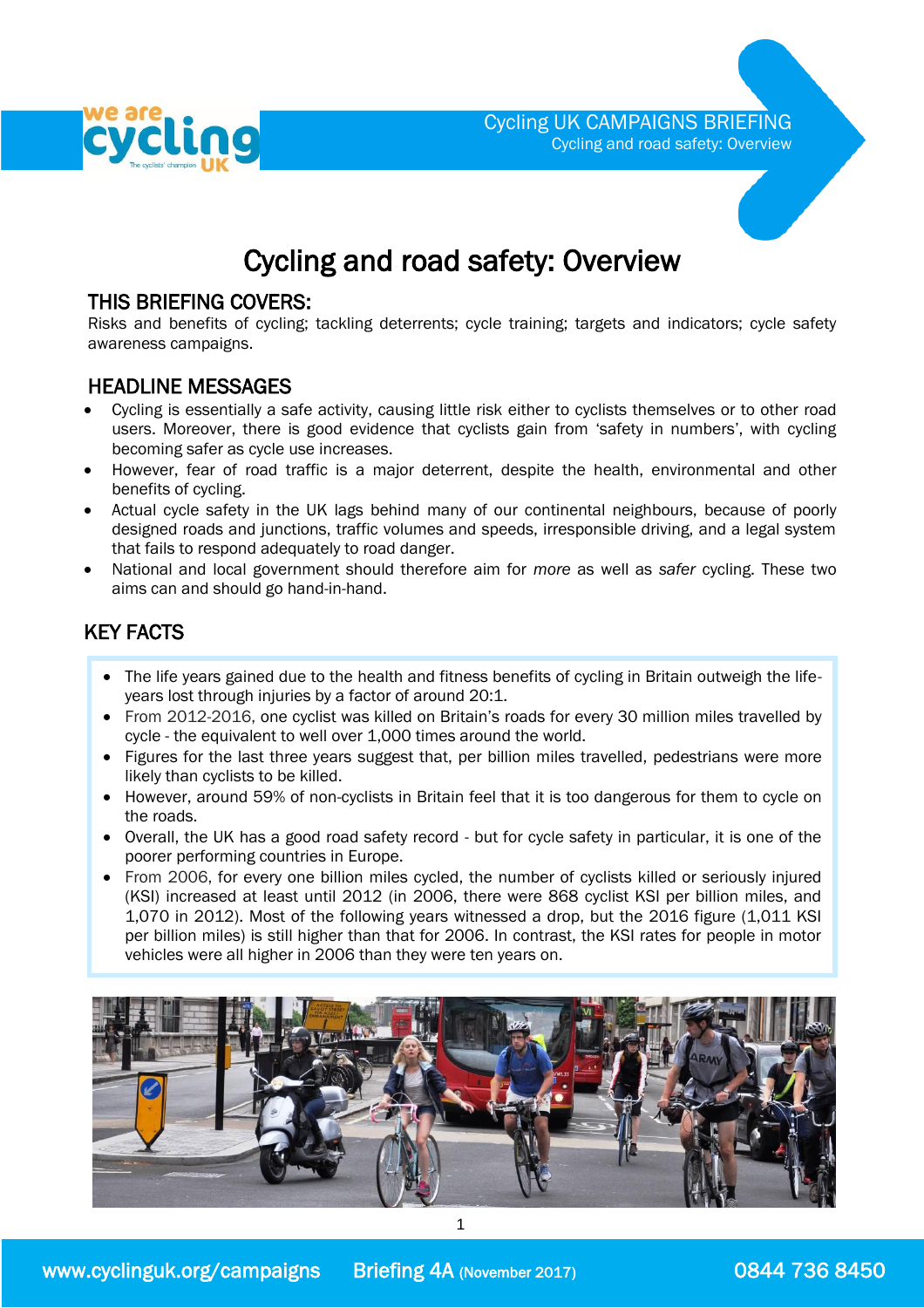Cycling UK CAMPAIGNS BRIEFING
Cycling and road safety: Overview

# Cycling and road safety: Overview

## THIS BRIEFING COVERS:

Risks and benefits of cycling; tackling deterrents; cycle training; targets and indicators; cycle safety awareness campaigns.

## HEADLINE MESSAGES

- Cycling is essentially a safe activity, causing little risk either to cyclists themselves or to other road users. Moreover, there is good evidence that cyclists gain from 'safety in numbers', with cycling becoming safer as cycle use increases.
- However, fear of road traffic is a major deterrent, despite the health, environmental and other benefits of cycling.
- Actual cycle safety in the UK lags behind many of our continental neighbours, because of poorly designed roads and junctions, traffic volumes and speeds, irresponsible driving, and a legal system that fails to respond adequately to road danger.
- National and local government should therefore aim for *more* as well as *safer* cycling. These two aims can and should go hand-in-hand.

## KEY FACTS

- The life years gained due to the health and fitness benefits of cycling in Britain outweigh the life-years lost through injuries by a factor of around 20:1.
- From 2012-2016, one cyclist was killed on Britain's roads for every 30 million miles travelled by cycle - the equivalent to well over 1,000 times around the world.
- Figures for the last three years suggest that, per billion miles travelled, pedestrians were more likely than cyclists to be killed.
- However, around 59% of non-cyclists in Britain feel that it is too dangerous for them to cycle on the roads.
- Overall, the UK has a good road safety record - but for cycle safety in particular, it is one of the poorer performing countries in Europe.
- From 2006, for every one billion miles cycled, the number of cyclists killed or seriously injured (KSI) increased at least until 2012 (in 2006, there were 868 cyclist KSI per billion miles, and 1,070 in 2012). Most of the following years witnessed a drop, but the 2016 figure (1,011 KSI per billion miles) is still higher than that for 2006. In contrast, the KSI rates for people in motor vehicles were all higher in 2006 than they were ten years on.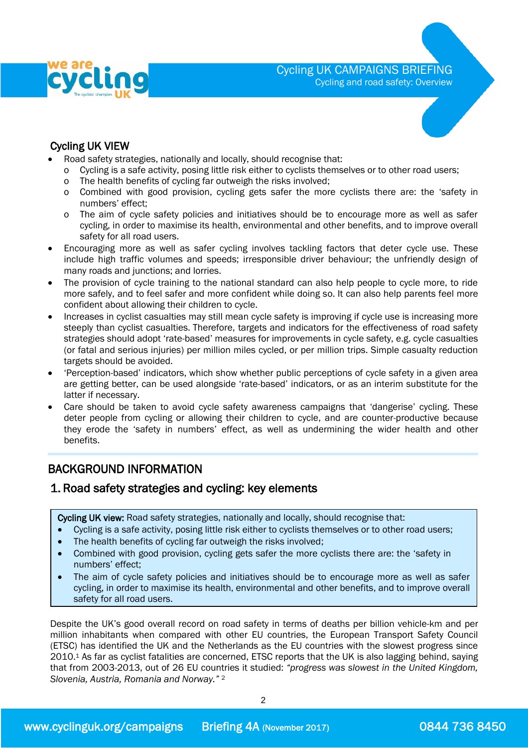## Cycling UK VIEW

- Road safety strategies, nationally and locally, should recognise that:
  - Cycling is a safe activity, posing little risk either to cyclists themselves or to other road users;
  - The health benefits of cycling far outweigh the risks involved;
  - Combined with good provision, cycling gets safer the more cyclists there are: the 'safety in numbers' effect;
  - The aim of cycle safety policies and initiatives should be to encourage more as well as safer cycling, in order to maximise its health, environmental and other benefits, and to improve overall safety for all road users.
- Encouraging more as well as safer cycling involves tackling factors that deter cycle use. These include high traffic volumes and speeds; irresponsible driver behaviour; the unfriendly design of many roads and junctions; and lorries.
- The provision of cycle training to the national standard can also help people to cycle more, to ride more safely, and to feel safer and more confident while doing so. It can also help parents feel more confident about allowing their children to cycle.
- Increases in cyclist casualties may still mean cycle safety is improving if cycle use is increasing more steeply than cyclist casualties. Therefore, targets and indicators for the effectiveness of road safety strategies should adopt 'rate-based' measures for improvements in cycle safety, e.g. cycle casualties (or fatal and serious injuries) per million miles cycled, or per million trips. Simple casualty reduction targets should be avoided.
- 'Perception-based' indicators, which show whether public perceptions of cycle safety in a given area are getting better, can be used alongside 'rate-based' indicators, or as an interim substitute for the latter if necessary.
- Care should be taken to avoid cycle safety awareness campaigns that 'dangerise' cycling. These deter people from cycling or allowing their children to cycle, and are counter-productive because they erode the 'safety in numbers' effect, as well as undermining the wider health and other benefits.

## BACKGROUND INFORMATION

### 1. Road safety strategies and cycling: key elements

**Cycling UK view:** Road safety strategies, nationally and locally, should recognise that:

- Cycling is a safe activity, posing little risk either to cyclists themselves or to other road users;
- The health benefits of cycling far outweigh the risks involved;
- Combined with good provision, cycling gets safer the more cyclists there are: the 'safety in numbers' effect;
- The aim of cycle safety policies and initiatives should be to encourage more as well as safer cycling, in order to maximise its health, environmental and other benefits, and to improve overall safety for all road users.

Despite the UK's good overall record on road safety in terms of deaths per billion vehicle-km and per million inhabitants when compared with other EU countries, the European Transport Safety Council (ETSC) has identified the UK and the Netherlands as the EU countries with the slowest progress since 2010.[1] As far as cyclist fatalities are concerned, ETSC reports that the UK is also lagging behind, saying that from 2003-2013, out of 26 EU countries it studied: *"progress was slowest in the United Kingdom, Slovenia, Austria, Romania and Norway."* [2]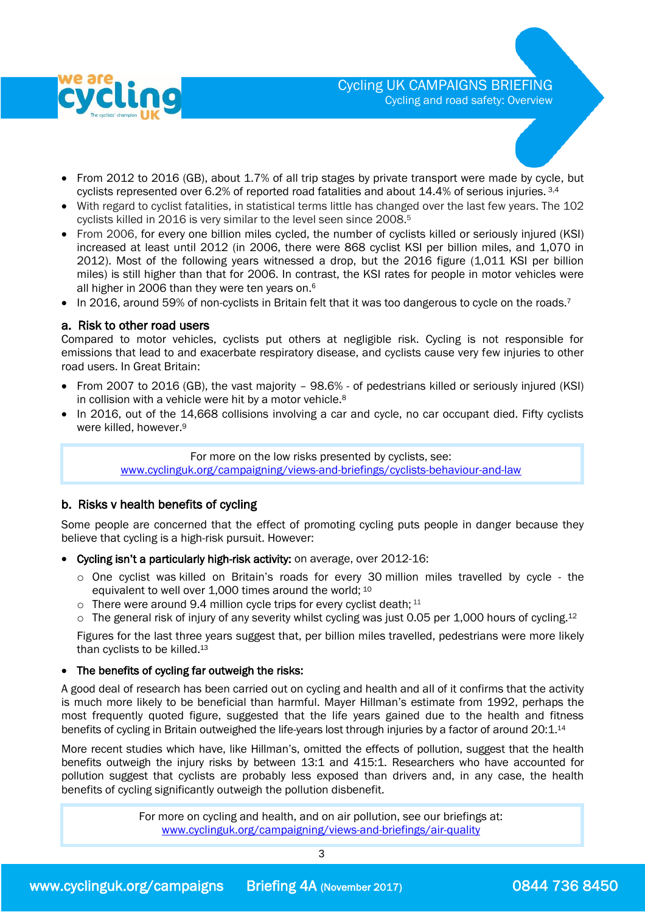- From 2012 to 2016 (GB), about 1.7% of all trip stages by private transport were made by cycle, but cyclists represented over 6.2% of reported road fatalities and about 14.4% of serious injuries. [3,4]
- With regard to cyclist fatalities, in statistical terms little has changed over the last few years. The 102 cyclists killed in 2016 is very similar to the level seen since 2008.[5]
- From 2006, for every one billion miles cycled, the number of cyclists killed or seriously injured (KSI) increased at least until 2012 (in 2006, there were 868 cyclist KSI per billion miles, and 1,070 in 2012). Most of the following years witnessed a drop, but the 2016 figure (1,011 KSI per billion miles) is still higher than that for 2006. In contrast, the KSI rates for people in motor vehicles were all higher in 2006 than they were ten years on.[6]
- In 2016, around 59% of non-cyclists in Britain felt that it was too dangerous to cycle on the roads.[7]

## a. Risk to other road users

Compared to motor vehicles, cyclists put others at negligible risk. Cycling is not responsible for emissions that lead to and exacerbate respiratory disease, and cyclists cause very few injuries to other road users. In Great Britain:

- From 2007 to 2016 (GB), the vast majority – 98.6% - of pedestrians killed or seriously injured (KSI) in collision with a vehicle were hit by a motor vehicle.[8]
- In 2016, out of the 14,668 collisions involving a car and cycle, no car occupant died. Fifty cyclists were killed, however.[9]

> For more on the low risks presented by cyclists, see: www.cyclinguk.org/campaigning/views-and-briefings/cyclists-behaviour-and-law

## b. Risks v health benefits of cycling

Some people are concerned that the effect of promoting cycling puts people in danger because they believe that cycling is a high-risk pursuit. However:

- **Cycling isn't a particularly high-risk activity:** on average, over 2012-16:
  - One cyclist was killed on Britain's roads for every 30 million miles travelled by cycle - the equivalent to well over 1,000 times around the world; [10]
  - There were around 9.4 million cycle trips for every cyclist death; [11]
  - The general risk of injury of any severity whilst cycling was just 0.05 per 1,000 hours of cycling.[12]

  Figures for the last three years suggest that, per billion miles travelled, pedestrians were more likely than cyclists to be killed.[13]

- **The benefits of cycling far outweigh the risks:**

A good deal of research has been carried out on cycling and health and all of it confirms that the activity is much more likely to be beneficial than harmful. Mayer Hillman's estimate from 1992, perhaps the most frequently quoted figure, suggested that the life years gained due to the health and fitness benefits of cycling in Britain outweighed the life-years lost through injuries by a factor of around 20:1.[14]

More recent studies which have, like Hillman's, omitted the effects of pollution, suggest that the health benefits outweigh the injury risks by between 13:1 and 415:1. Researchers who have accounted for pollution suggest that cyclists are probably less exposed than drivers and, in any case, the health benefits of cycling significantly outweigh the pollution disbenefit.

> For more on cycling and health, and on air pollution, see our briefings at: www.cyclinguk.org/campaigning/views-and-briefings/air-quality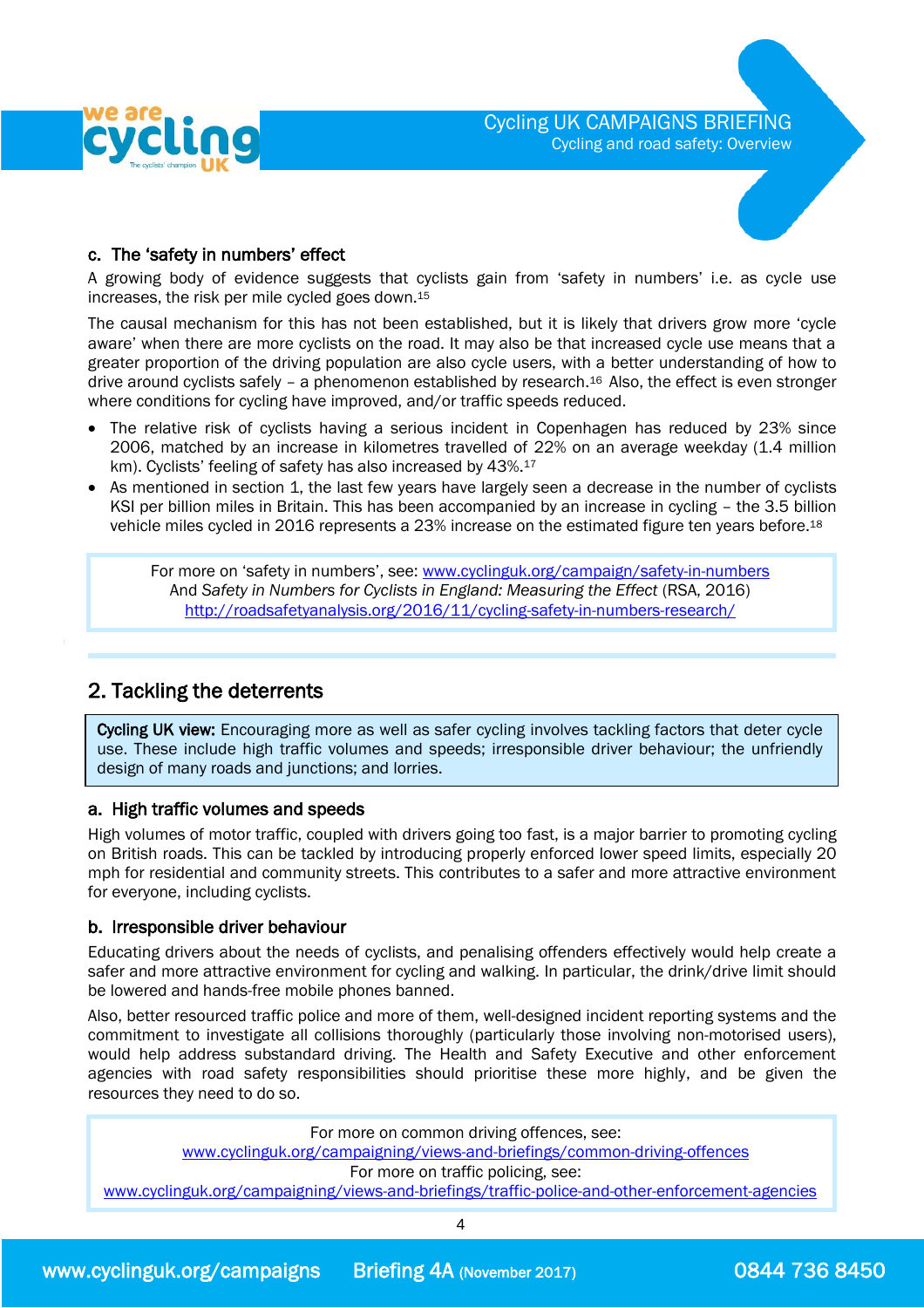### c. The 'safety in numbers' effect

A growing body of evidence suggests that cyclists gain from 'safety in numbers' i.e. as cycle use increases, the risk per mile cycled goes down.[15]

The causal mechanism for this has not been established, but it is likely that drivers grow more 'cycle aware' when there are more cyclists on the road. It may also be that increased cycle use means that a greater proportion of the driving population are also cycle users, with a better understanding of how to drive around cyclists safely – a phenomenon established by research.[16] Also, the effect is even stronger where conditions for cycling have improved, and/or traffic speeds reduced.

- The relative risk of cyclists having a serious incident in Copenhagen has reduced by 23% since 2006, matched by an increase in kilometres travelled of 22% on an average weekday (1.4 million km). Cyclists' feeling of safety has also increased by 43%.[17]
- As mentioned in section 1, the last few years have largely seen a decrease in the number of cyclists KSI per billion miles in Britain. This has been accompanied by an increase in cycling – the 3.5 billion vehicle miles cycled in 2016 represents a 23% increase on the estimated figure ten years before.[18]

> For more on 'safety in numbers', see: www.cyclinguk.org/campaign/safety-in-numbers
> And *Safety in Numbers for Cyclists in England: Measuring the Effect* (RSA, 2016)
> http://roadsafetyanalysis.org/2016/11/cycling-safety-in-numbers-research/

## 2. Tackling the deterrents

> **Cycling UK view:** Encouraging more as well as safer cycling involves tackling factors that deter cycle use. These include high traffic volumes and speeds; irresponsible driver behaviour; the unfriendly design of many roads and junctions; and lorries.

### a. High traffic volumes and speeds

High volumes of motor traffic, coupled with drivers going too fast, is a major barrier to promoting cycling on British roads. This can be tackled by introducing properly enforced lower speed limits, especially 20 mph for residential and community streets. This contributes to a safer and more attractive environment for everyone, including cyclists.

### b. Irresponsible driver behaviour

Educating drivers about the needs of cyclists, and penalising offenders effectively would help create a safer and more attractive environment for cycling and walking. In particular, the drink/drive limit should be lowered and hands-free mobile phones banned.

Also, better resourced traffic police and more of them, well-designed incident reporting systems and the commitment to investigate all collisions thoroughly (particularly those involving non-motorised users), would help address substandard driving. The Health and Safety Executive and other enforcement agencies with road safety responsibilities should prioritise these more highly, and be given the resources they need to do so.

> For more on common driving offences, see:
> www.cyclinguk.org/campaigning/views-and-briefings/common-driving-offences
> For more on traffic policing, see:
> www.cyclinguk.org/campaigning/views-and-briefings/traffic-police-and-other-enforcement-agencies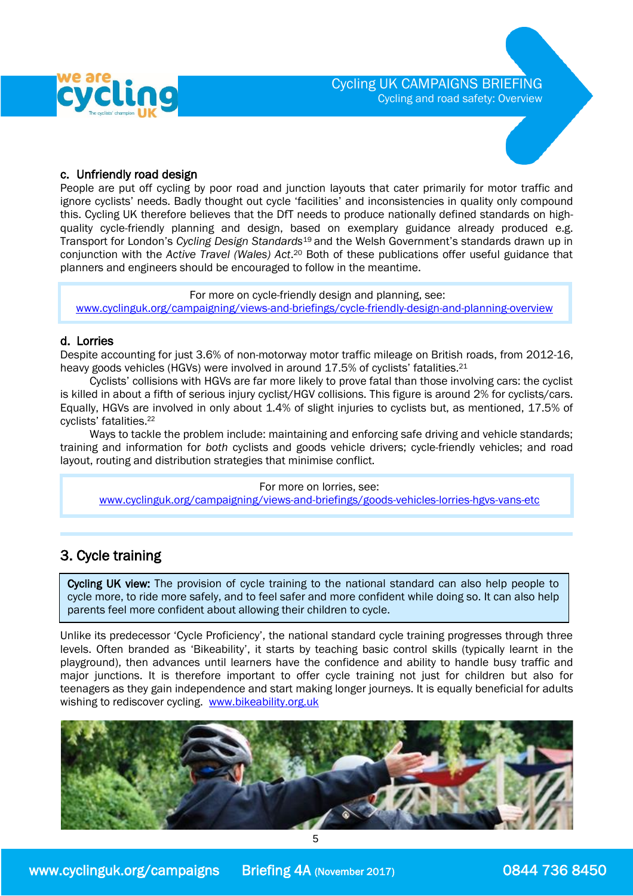### c. Unfriendly road design

People are put off cycling by poor road and junction layouts that cater primarily for motor traffic and ignore cyclists' needs. Badly thought out cycle 'facilities' and inconsistencies in quality only compound this. Cycling UK therefore believes that the DfT needs to produce nationally defined standards on high-quality cycle-friendly planning and design, based on exemplary guidance already produced e.g. Transport for London's *Cycling Design Standards*[19] and the Welsh Government's standards drawn up in conjunction with the *Active Travel (Wales) Act*.[20] Both of these publications offer useful guidance that planners and engineers should be encouraged to follow in the meantime.

> For more on cycle-friendly design and planning, see:
> www.cyclinguk.org/campaigning/views-and-briefings/cycle-friendly-design-and-planning-overview

### d. Lorries

Despite accounting for just 3.6% of non-motorway motor traffic mileage on British roads, from 2012-16, heavy goods vehicles (HGVs) were involved in around 17.5% of cyclists' fatalities.[21]

Cyclists' collisions with HGVs are far more likely to prove fatal than those involving cars: the cyclist is killed in about a fifth of serious injury cyclist/HGV collisions. This figure is around 2% for cyclists/cars. Equally, HGVs are involved in only about 1.4% of slight injuries to cyclists but, as mentioned, 17.5% of cyclists' fatalities.[22]

Ways to tackle the problem include: maintaining and enforcing safe driving and vehicle standards; training and information for *both* cyclists and goods vehicle drivers; cycle-friendly vehicles; and road layout, routing and distribution strategies that minimise conflict.

> For more on lorries, see:
> www.cyclinguk.org/campaigning/views-and-briefings/goods-vehicles-lorries-hgvs-vans-etc

## 3. Cycle training

> **Cycling UK view:** The provision of cycle training to the national standard can also help people to cycle more, to ride more safely, and to feel safer and more confident while doing so. It can also help parents feel more confident about allowing their children to cycle.

Unlike its predecessor 'Cycle Proficiency', the national standard cycle training progresses through three levels. Often branded as 'Bikeability', it starts by teaching basic control skills (typically learnt in the playground), then advances until learners have the confidence and ability to handle busy traffic and major junctions. It is therefore important to offer cycle training not just for children but also for teenagers as they gain independence and start making longer journeys. It is equally beneficial for adults wishing to rediscover cycling. www.bikeability.org.uk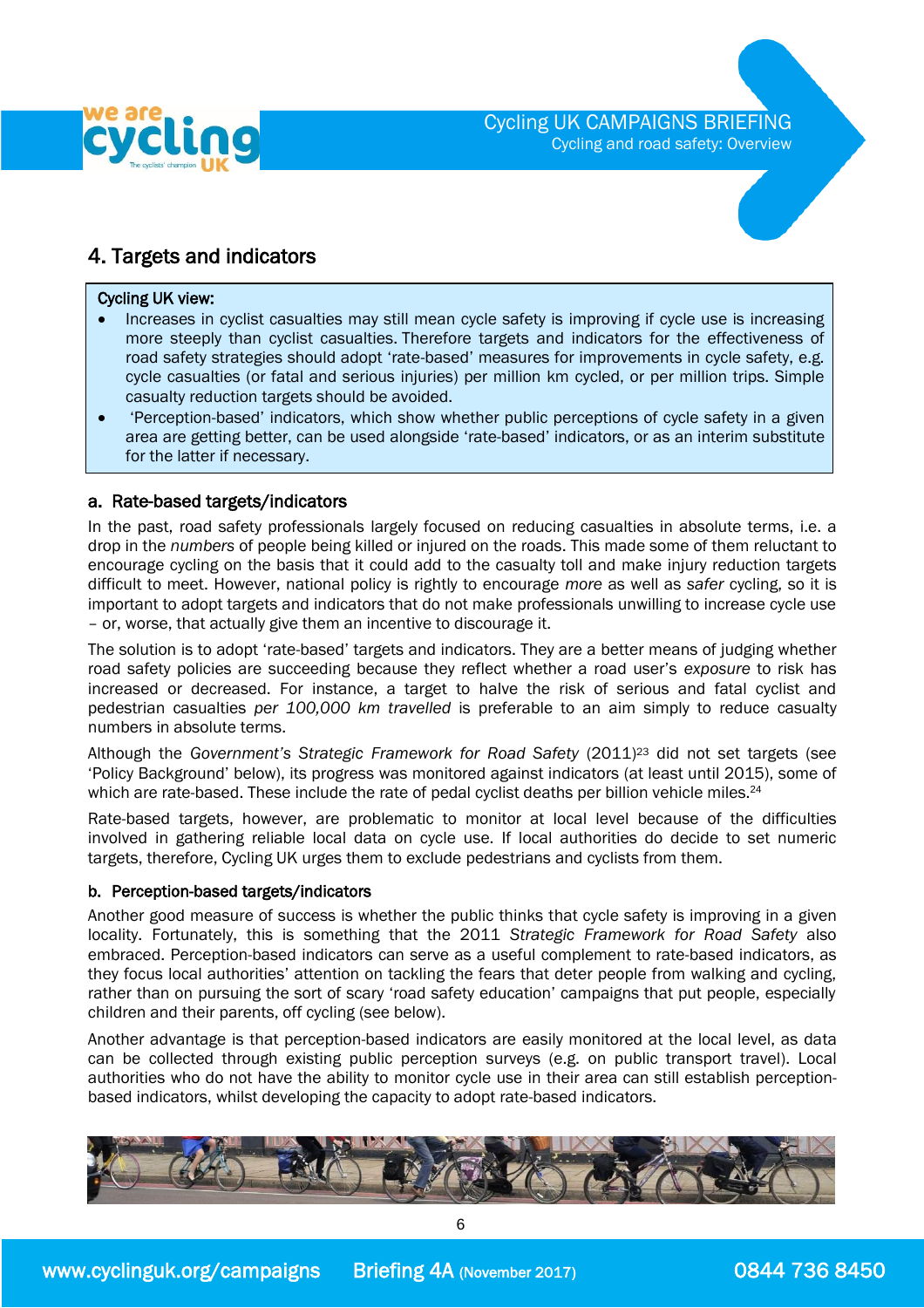## 4. Targets and indicators

**Cycling UK view:**

- Increases in cyclist casualties may still mean cycle safety is improving if cycle use is increasing more steeply than cyclist casualties. Therefore targets and indicators for the effectiveness of road safety strategies should adopt 'rate-based' measures for improvements in cycle safety, e.g. cycle casualties (or fatal and serious injuries) per million km cycled, or per million trips. Simple casualty reduction targets should be avoided.
- 'Perception-based' indicators, which show whether public perceptions of cycle safety in a given area are getting better, can be used alongside 'rate-based' indicators, or as an interim substitute for the latter if necessary.

### a. Rate-based targets/indicators

In the past, road safety professionals largely focused on reducing casualties in absolute terms, i.e. a drop in the *numbers* of people being killed or injured on the roads. This made some of them reluctant to encourage cycling on the basis that it could add to the casualty toll and make injury reduction targets difficult to meet. However, national policy is rightly to encourage *more* as well as *safer* cycling, so it is important to adopt targets and indicators that do not make professionals unwilling to increase cycle use – or, worse, that actually give them an incentive to discourage it.

The solution is to adopt 'rate-based' targets and indicators. They are a better means of judging whether road safety policies are succeeding because they reflect whether a road user's *exposure* to risk has increased or decreased. For instance, a target to halve the risk of serious and fatal cyclist and pedestrian casualties *per 100,000 km travelled* is preferable to an aim simply to reduce casualty numbers in absolute terms.

Although the *Government's Strategic Framework for Road Safety* (2011)[23] did not set targets (see 'Policy Background' below), its progress was monitored against indicators (at least until 2015), some of which are rate-based. These include the rate of pedal cyclist deaths per billion vehicle miles.[24]

Rate-based targets, however, are problematic to monitor at local level because of the difficulties involved in gathering reliable local data on cycle use. If local authorities do decide to set numeric targets, therefore, Cycling UK urges them to exclude pedestrians and cyclists from them.

### b. Perception-based targets/indicators

Another good measure of success is whether the public thinks that cycle safety is improving in a given locality. Fortunately, this is something that the 2011 *Strategic Framework for Road Safety* also embraced. Perception-based indicators can serve as a useful complement to rate-based indicators, as they focus local authorities' attention on tackling the fears that deter people from walking and cycling, rather than on pursuing the sort of scary 'road safety education' campaigns that put people, especially children and their parents, off cycling (see below).

Another advantage is that perception-based indicators are easily monitored at the local level, as data can be collected through existing public perception surveys (e.g. on public transport travel). Local authorities who do not have the ability to monitor cycle use in their area can still establish perception-based indicators, whilst developing the capacity to adopt rate-based indicators.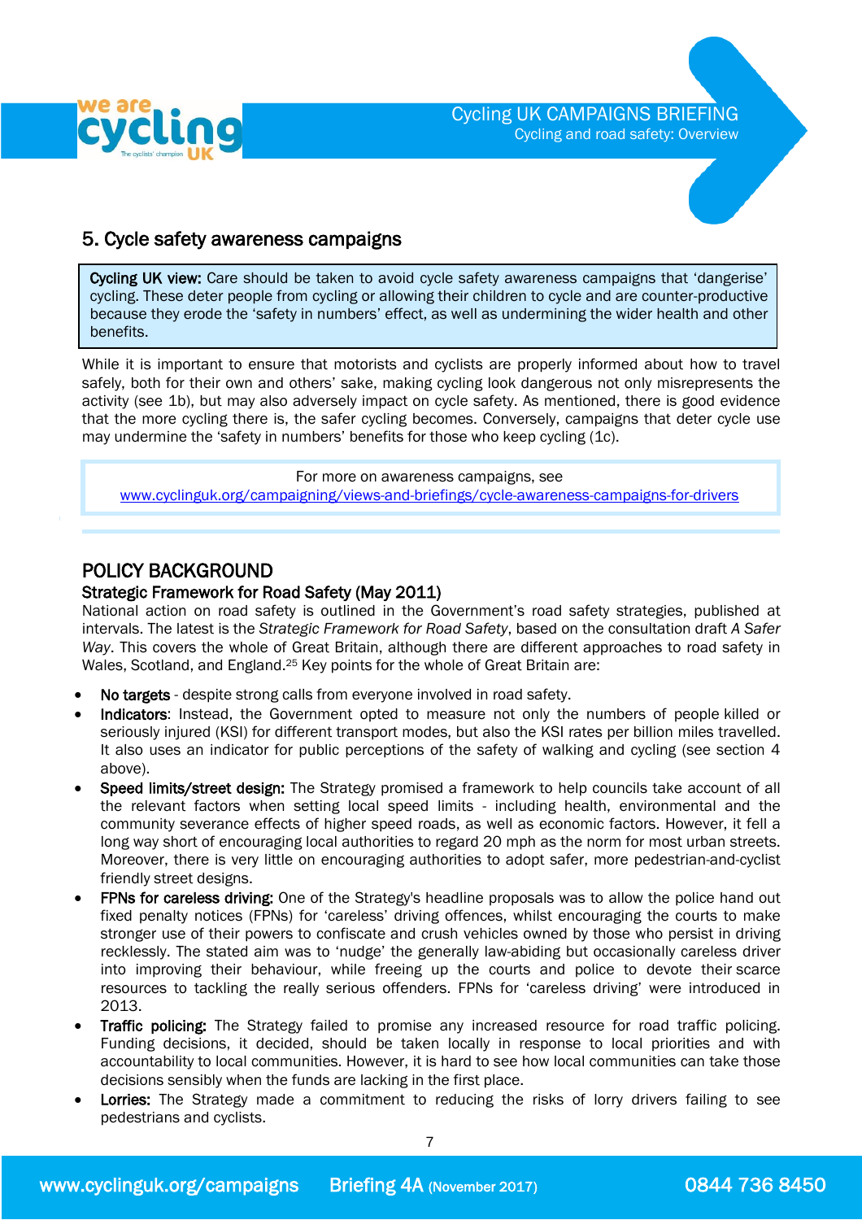## 5. Cycle safety awareness campaigns

**Cycling UK view:** Care should be taken to avoid cycle safety awareness campaigns that 'dangerise' cycling. These deter people from cycling or allowing their children to cycle and are counter-productive because they erode the 'safety in numbers' effect, as well as undermining the wider health and other benefits.

While it is important to ensure that motorists and cyclists are properly informed about how to travel safely, both for their own and others' sake, making cycling look dangerous not only misrepresents the activity (see 1b), but may also adversely impact on cycle safety. As mentioned, there is good evidence that the more cycling there is, the safer cycling becomes. Conversely, campaigns that deter cycle use may undermine the 'safety in numbers' benefits for those who keep cycling (1c).

For more on awareness campaigns, see
www.cyclinguk.org/campaigning/views-and-briefings/cycle-awareness-campaigns-for-drivers

## POLICY BACKGROUND

### Strategic Framework for Road Safety (May 2011)

National action on road safety is outlined in the Government's road safety strategies, published at intervals. The latest is the *Strategic Framework for Road Safety*, based on the consultation draft *A Safer Way*. This covers the whole of Great Britain, although there are different approaches to road safety in Wales, Scotland, and England.[25] Key points for the whole of Great Britain are:

- **No targets** - despite strong calls from everyone involved in road safety.
- **Indicators**: Instead, the Government opted to measure not only the numbers of people killed or seriously injured (KSI) for different transport modes, but also the KSI rates per billion miles travelled. It also uses an indicator for public perceptions of the safety of walking and cycling (see section 4 above).
- **Speed limits/street design:** The Strategy promised a framework to help councils take account of all the relevant factors when setting local speed limits - including health, environmental and the community severance effects of higher speed roads, as well as economic factors. However, it fell a long way short of encouraging local authorities to regard 20 mph as the norm for most urban streets. Moreover, there is very little on encouraging authorities to adopt safer, more pedestrian-and-cyclist friendly street designs.
- **FPNs for careless driving:** One of the Strategy's headline proposals was to allow the police hand out fixed penalty notices (FPNs) for 'careless' driving offences, whilst encouraging the courts to make stronger use of their powers to confiscate and crush vehicles owned by those who persist in driving recklessly. The stated aim was to 'nudge' the generally law-abiding but occasionally careless driver into improving their behaviour, while freeing up the courts and police to devote their scarce resources to tackling the really serious offenders. FPNs for 'careless driving' were introduced in 2013.
- **Traffic policing:** The Strategy failed to promise any increased resource for road traffic policing. Funding decisions, it decided, should be taken locally in response to local priorities and with accountability to local communities. However, it is hard to see how local communities can take those decisions sensibly when the funds are lacking in the first place.
- **Lorries:** The Strategy made a commitment to reducing the risks of lorry drivers failing to see pedestrians and cyclists.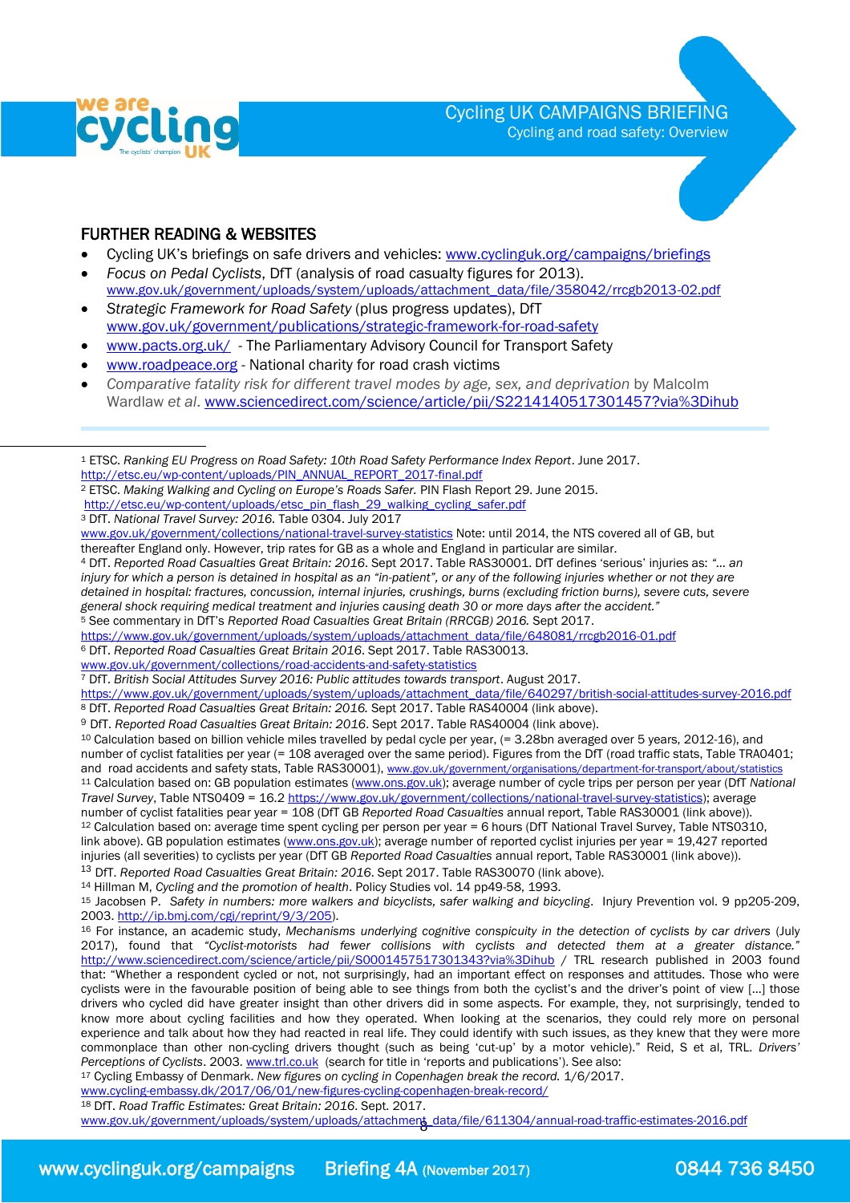## FURTHER READING & WEBSITES

- Cycling UK's briefings on safe drivers and vehicles: www.cyclinguk.org/campaigns/briefings
- *Focus on Pedal Cyclists*, DfT (analysis of road casualty figures for 2013). www.gov.uk/government/uploads/system/uploads/attachment_data/file/358042/rrcgb2013-02.pdf
- *Strategic Framework for Road Safety* (plus progress updates), DfT www.gov.uk/government/publications/strategic-framework-for-road-safety
- www.pacts.org.uk/ - The Parliamentary Advisory Council for Transport Safety
- www.roadpeace.org - National charity for road crash victims
- *Comparative fatality risk for different travel modes by age, sex, and deprivation* by Malcolm Wardlaw *et al*. www.sciencedirect.com/science/article/pii/S2214140517301457?via%3Dihub

---

[1] ETSC. *Ranking EU Progress on Road Safety: 10th Road Safety Performance Index Report*. June 2017. http://etsc.eu/wp-content/uploads/PIN_ANNUAL_REPORT_2017-final.pdf

[2] ETSC. *Making Walking and Cycling on Europe's Roads Safer.* PIN Flash Report 29. June 2015. http://etsc.eu/wp-content/uploads/etsc_pin_flash_29_walking_cycling_safer.pdf

[3] DfT. *National Travel Survey: 2016*. Table 0304. July 2017 www.gov.uk/government/collections/national-travel-survey-statistics Note: until 2014, the NTS covered all of GB, but thereafter England only. However, trip rates for GB as a whole and England in particular are similar.

[4] DfT. *Reported Road Casualties Great Britain: 2016*. Sept 2017. Table RAS30001. DfT defines 'serious' injuries as: *"… an injury for which a person is detained in hospital as an "in-patient", or any of the following injuries whether or not they are detained in hospital: fractures, concussion, internal injuries, crushings, burns (excluding friction burns), severe cuts, severe general shock requiring medical treatment and injuries causing death 30 or more days after the accident."*

[5] See commentary in DfT's *Reported Road Casualties Great Britain (RRCGB) 2016.* Sept 2017. https://www.gov.uk/government/uploads/system/uploads/attachment_data/file/648081/rrcgb2016-01.pdf

[6] DfT. *Reported Road Casualties Great Britain 2016*. Sept 2017. Table RAS30013. www.gov.uk/government/collections/road-accidents-and-safety-statistics

[7] DfT. *British Social Attitudes Survey 2016: Public attitudes towards transport*. August 2017. https://www.gov.uk/government/uploads/system/uploads/attachment_data/file/640297/british-social-attitudes-survey-2016.pdf

[8] DfT. *Reported Road Casualties Great Britain: 2016.* Sept 2017. Table RAS40004 (link above).

[9] DfT. *Reported Road Casualties Great Britain: 2016*. Sept 2017. Table RAS40004 (link above).

[10] Calculation based on billion vehicle miles travelled by pedal cycle per year, (= 3.28bn averaged over 5 years, 2012-16), and number of cyclist fatalities per year (= 108 averaged over the same period). Figures from the DfT (road traffic stats, Table TRA0401; and road accidents and safety stats, Table RAS30001), www.gov.uk/government/organisations/department-for-transport/about/statistics

[11] Calculation based on: GB population estimates (www.ons.gov.uk); average number of cycle trips per person per year (DfT *National Travel Survey*, Table NTS0409 = 16.2 https://www.gov.uk/government/collections/national-travel-survey-statistics); average number of cyclist fatalities per year = 108 (DfT GB *Reported Road Casualties* annual report, Table RAS30001 (link above)).

[12] Calculation based on: average time spent cycling per person per year = 6 hours (DfT National Travel Survey, Table NTS0310, link above). GB population estimates (www.ons.gov.uk); average number of reported cyclist injuries per year = 19,427 reported injuries (all severities) to cyclists per year (DfT GB *Reported Road Casualties* annual report, Table RAS30001 (link above)).

[13] DfT. *Reported Road Casualties Great Britain: 2016*. Sept 2017. Table RAS30070 (link above).

[14] Hillman M, *Cycling and the promotion of health*. Policy Studies vol. 14 pp49-58, 1993.

[15] Jacobsen P. *Safety in numbers: more walkers and bicyclists, safer walking and bicycling*. Injury Prevention vol. 9 pp205-209, 2003. http://ip.bmj.com/cgi/reprint/9/3/205).

[16] For instance, an academic study, *Mechanisms underlying cognitive conspicuity in the detection of cyclists by car drivers* (July 2017), found that *"Cyclist-motorists had fewer collisions with cyclists and detected them at a greater distance."* http://www.sciencedirect.com/science/article/pii/S0001457517301343?via%3Dihub / TRL research published in 2003 found that: "Whether a respondent cycled or not, not surprisingly, had an important effect on responses and attitudes. Those who were cyclists were in the favourable position of being able to see things from both the cyclist's and the driver's point of view […] those drivers who cycled did have greater insight than other drivers did in some aspects. For example, they, not surprisingly, tended to know more about cycling facilities and how they operated. When looking at the scenarios, they could rely more on personal experience and talk about how they had reacted in real life. They could identify with such issues, as they knew that they were more commonplace than other non-cycling drivers thought (such as being 'cut-up' by a motor vehicle)." Reid, S et al, TRL. *Drivers' Perceptions of Cyclists*. 2003. www.trl.co.uk (search for title in 'reports and publications'). See also:

[17] Cycling Embassy of Denmark. *New figures on cycling in Copenhagen break the record.* 1/6/2017. www.cycling-embassy.dk/2017/06/01/new-figures-cycling-copenhagen-break-record/

[18] DfT. *Road Traffic Estimates: Great Britain: 2016*. Sept. 2017. www.gov.uk/government/uploads/system/uploads/attachment_data/file/611304/annual-road-traffic-estimates-2016.pdf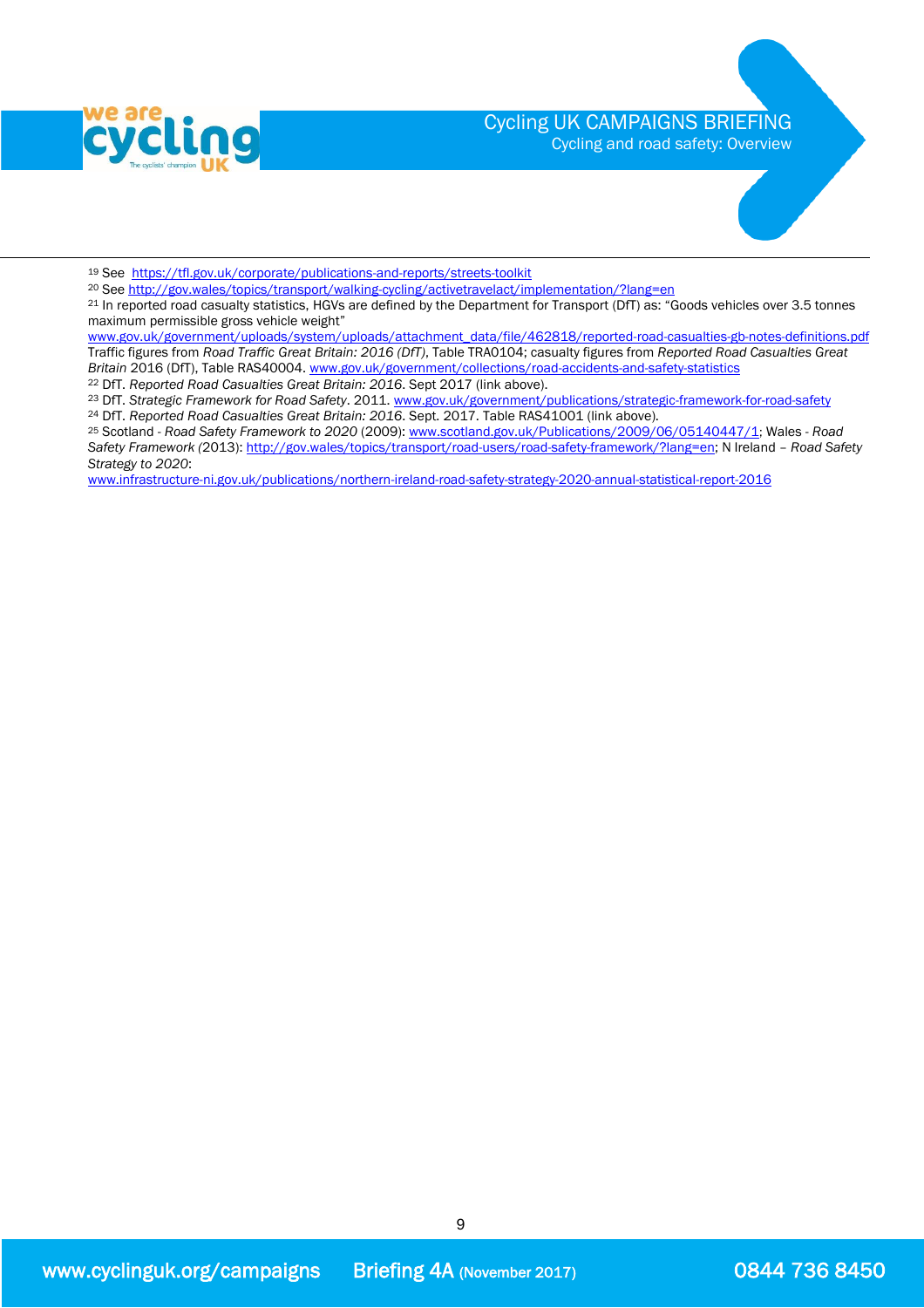[19] See https://tfl.gov.uk/corporate/publications-and-reports/streets-toolkit

[20] See http://gov.wales/topics/transport/walking-cycling/activetravelact/implementation/?lang=en

[21] In reported road casualty statistics, HGVs are defined by the Department for Transport (DfT) as: "Goods vehicles over 3.5 tonnes maximum permissible gross vehicle weight" www.gov.uk/government/uploads/system/uploads/attachment_data/file/462818/reported-road-casualties-gb-notes-definitions.pdf Traffic figures from *Road Traffic Great Britain: 2016 (DfT)*, Table TRA0104; casualty figures from *Reported Road Casualties Great Britain* 2016 (DfT), Table RAS40004. www.gov.uk/government/collections/road-accidents-and-safety-statistics

[22] DfT. *Reported Road Casualties Great Britain: 2016*. Sept 2017 (link above).

[23] DfT. *Strategic Framework for Road Safety*. 2011. www.gov.uk/government/publications/strategic-framework-for-road-safety

[24] DfT. *Reported Road Casualties Great Britain: 2016*. Sept. 2017. Table RAS41001 (link above).

[25] Scotland - *Road Safety Framework to 2020* (2009): www.scotland.gov.uk/Publications/2009/06/05140447/1; Wales - *Road Safety Framework (*2013): http://gov.wales/topics/transport/road-users/road-safety-framework/?lang=en; N Ireland – *Road Safety Strategy to 2020*: www.infrastructure-ni.gov.uk/publications/northern-ireland-road-safety-strategy-2020-annual-statistical-report-2016